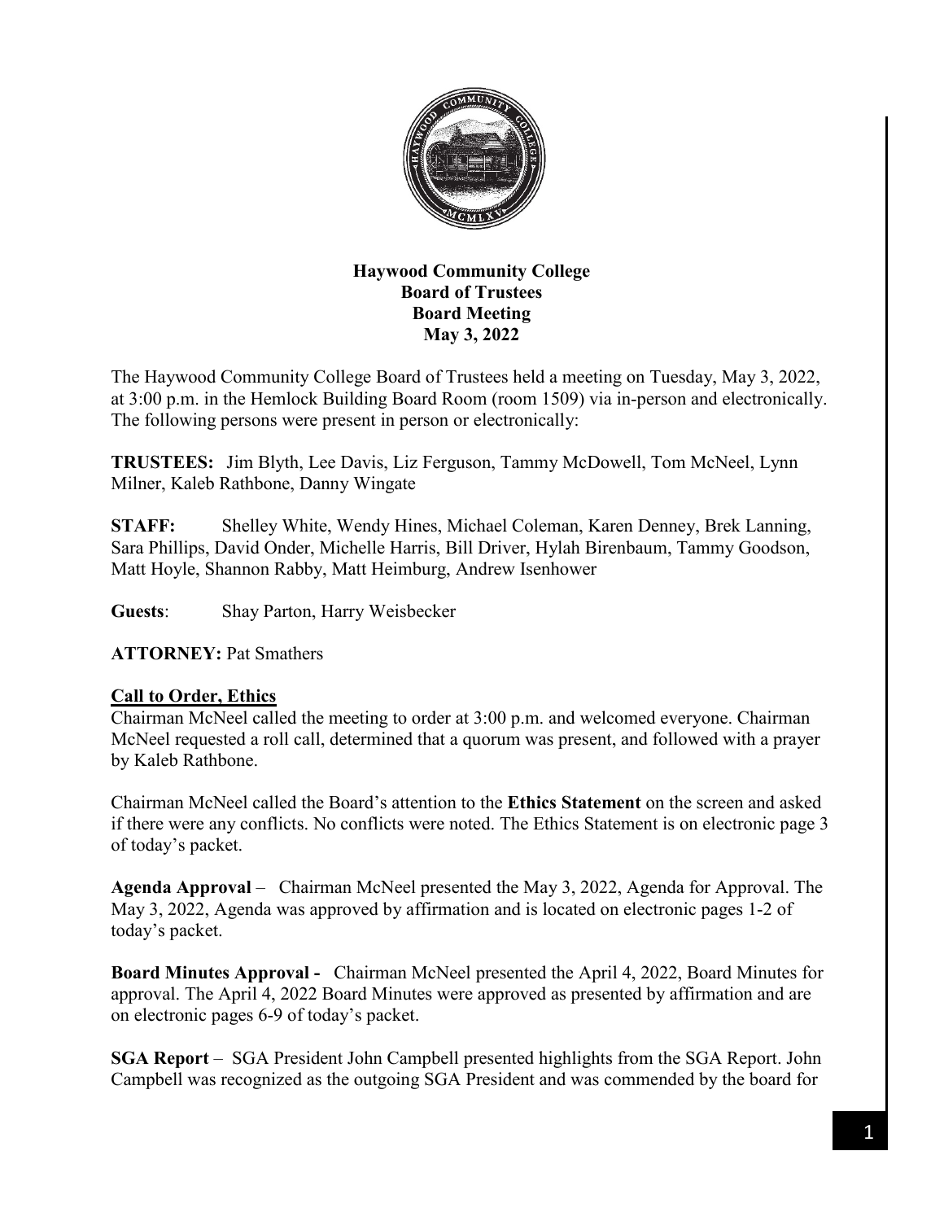**Haywood Community College**
**Board of Trustees**
**Board Meeting**
**May 3, 2022**

The Haywood Community College Board of Trustees held a meeting on Tuesday, May 3, 2022, at 3:00 p.m. in the Hemlock Building Board Room (room 1509) via in-person and electronically. The following persons were present in person or electronically:

**TRUSTEES:** Jim Blyth, Lee Davis, Liz Ferguson, Tammy McDowell, Tom McNeel, Lynn Milner, Kaleb Rathbone, Danny Wingate

**STAFF:** Shelley White, Wendy Hines, Michael Coleman, Karen Denney, Brek Lanning, Sara Phillips, David Onder, Michelle Harris, Bill Driver, Hylah Birenbaum, Tammy Goodson, Matt Hoyle, Shannon Rabby, Matt Heimburg, Andrew Isenhower

**Guests**: Shay Parton, Harry Weisbecker

**ATTORNEY:** Pat Smathers

## Call to Order, Ethics

Chairman McNeel called the meeting to order at 3:00 p.m. and welcomed everyone. Chairman McNeel requested a roll call, determined that a quorum was present, and followed with a prayer by Kaleb Rathbone.

Chairman McNeel called the Board's attention to the **Ethics Statement** on the screen and asked if there were any conflicts. No conflicts were noted. The Ethics Statement is on electronic page 3 of today's packet.

**Agenda Approval** – Chairman McNeel presented the May 3, 2022, Agenda for Approval. The May 3, 2022, Agenda was approved by affirmation and is located on electronic pages 1-2 of today's packet.

**Board Minutes Approval -** Chairman McNeel presented the April 4, 2022, Board Minutes for approval. The April 4, 2022 Board Minutes were approved as presented by affirmation and are on electronic pages 6-9 of today's packet.

**SGA Report** – SGA President John Campbell presented highlights from the SGA Report. John Campbell was recognized as the outgoing SGA President and was commended by the board for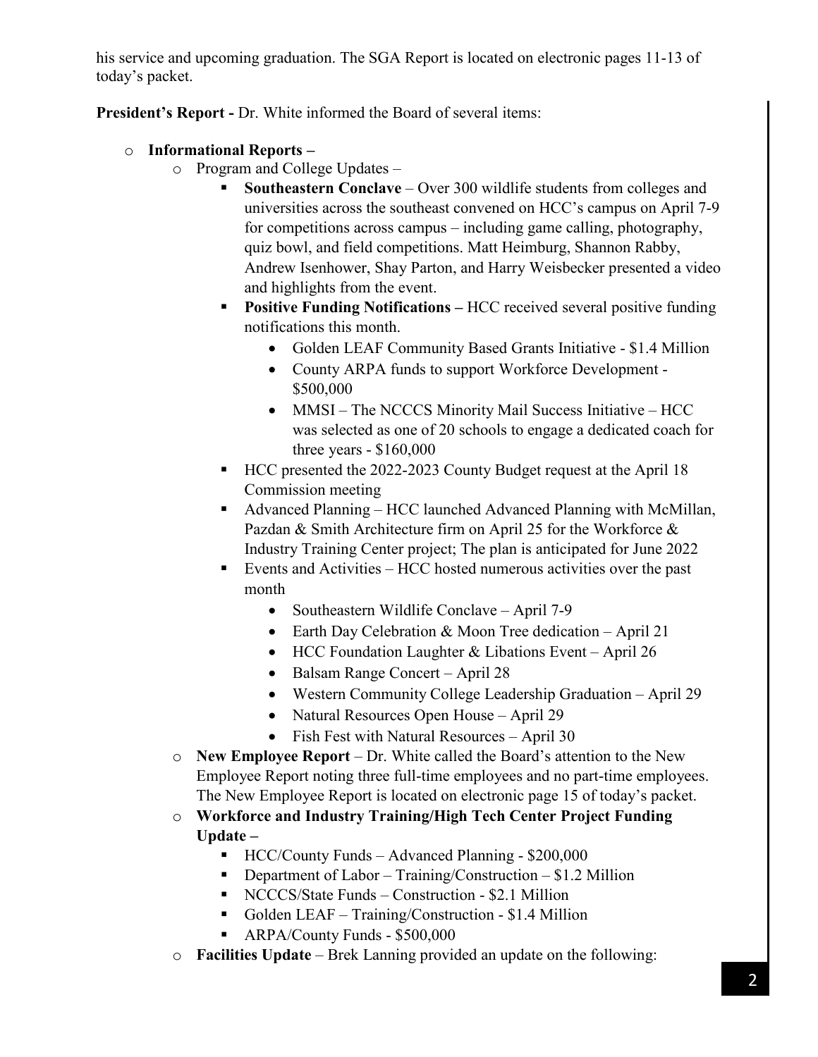his service and upcoming graduation. The SGA Report is located on electronic pages 11-13 of today's packet.

**President's Report -** Dr. White informed the Board of several items:

- **Informational Reports –**
  - Program and College Updates –
    - **Southeastern Conclave** – Over 300 wildlife students from colleges and universities across the southeast convened on HCC's campus on April 7-9 for competitions across campus – including game calling, photography, quiz bowl, and field competitions. Matt Heimburg, Shannon Rabby, Andrew Isenhower, Shay Parton, and Harry Weisbecker presented a video and highlights from the event.
    - **Positive Funding Notifications –** HCC received several positive funding notifications this month.
      - Golden LEAF Community Based Grants Initiative - $1.4 Million
      - County ARPA funds to support Workforce Development - $500,000
      - MMSI – The NCCCS Minority Mail Success Initiative – HCC was selected as one of 20 schools to engage a dedicated coach for three years - $160,000
    - HCC presented the 2022-2023 County Budget request at the April 18 Commission meeting
    - Advanced Planning – HCC launched Advanced Planning with McMillan, Pazdan & Smith Architecture firm on April 25 for the Workforce & Industry Training Center project; The plan is anticipated for June 2022
    - Events and Activities – HCC hosted numerous activities over the past month
      - Southeastern Wildlife Conclave – April 7-9
      - Earth Day Celebration & Moon Tree dedication – April 21
      - HCC Foundation Laughter & Libations Event – April 26
      - Balsam Range Concert – April 28
      - Western Community College Leadership Graduation – April 29
      - Natural Resources Open House – April 29
      - Fish Fest with Natural Resources – April 30
  - **New Employee Report** – Dr. White called the Board's attention to the New Employee Report noting three full-time employees and no part-time employees. The New Employee Report is located on electronic page 15 of today's packet.
  - **Workforce and Industry Training/High Tech Center Project Funding Update –**
    - HCC/County Funds – Advanced Planning - $200,000
    - Department of Labor – Training/Construction – $1.2 Million
    - NCCCS/State Funds – Construction - $2.1 Million
    - Golden LEAF – Training/Construction - $1.4 Million
    - ARPA/County Funds - $500,000
  - **Facilities Update** – Brek Lanning provided an update on the following: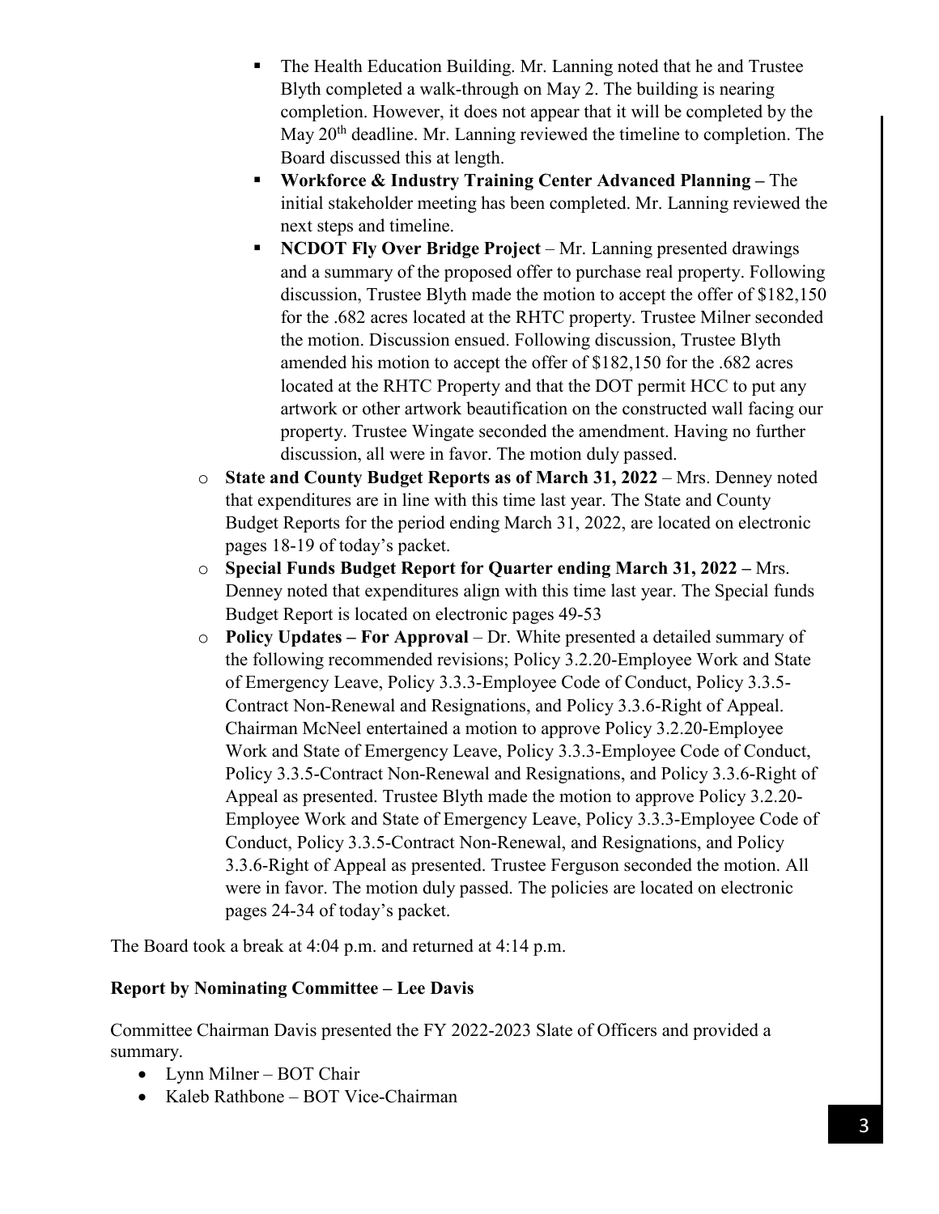- The Health Education Building. Mr. Lanning noted that he and Trustee Blyth completed a walk-through on May 2. The building is nearing completion. However, it does not appear that it will be completed by the May 20th deadline. Mr. Lanning reviewed the timeline to completion. The Board discussed this at length.
    - **Workforce & Industry Training Center Advanced Planning –** The initial stakeholder meeting has been completed. Mr. Lanning reviewed the next steps and timeline.
    - **NCDOT Fly Over Bridge Project** – Mr. Lanning presented drawings and a summary of the proposed offer to purchase real property. Following discussion, Trustee Blyth made the motion to accept the offer of $182,150 for the .682 acres located at the RHTC property. Trustee Milner seconded the motion. Discussion ensued. Following discussion, Trustee Blyth amended his motion to accept the offer of $182,150 for the .682 acres located at the RHTC Property and that the DOT permit HCC to put any artwork or other artwork beautification on the constructed wall facing our property. Trustee Wingate seconded the amendment. Having no further discussion, all were in favor. The motion duly passed.
  - **State and County Budget Reports as of March 31, 2022** – Mrs. Denney noted that expenditures are in line with this time last year. The State and County Budget Reports for the period ending March 31, 2022, are located on electronic pages 18-19 of today's packet.
  - **Special Funds Budget Report for Quarter ending March 31, 2022 –** Mrs. Denney noted that expenditures align with this time last year. The Special funds Budget Report is located on electronic pages 49-53
  - **Policy Updates – For Approval** – Dr. White presented a detailed summary of the following recommended revisions; Policy 3.2.20-Employee Work and State of Emergency Leave, Policy 3.3.3-Employee Code of Conduct, Policy 3.3.5-Contract Non-Renewal and Resignations, and Policy 3.3.6-Right of Appeal. Chairman McNeel entertained a motion to approve Policy 3.2.20-Employee Work and State of Emergency Leave, Policy 3.3.3-Employee Code of Conduct, Policy 3.3.5-Contract Non-Renewal and Resignations, and Policy 3.3.6-Right of Appeal as presented. Trustee Blyth made the motion to approve Policy 3.2.20-Employee Work and State of Emergency Leave, Policy 3.3.3-Employee Code of Conduct, Policy 3.3.5-Contract Non-Renewal, and Resignations, and Policy 3.3.6-Right of Appeal as presented. Trustee Ferguson seconded the motion. All were in favor. The motion duly passed. The policies are located on electronic pages 24-34 of today's packet.

The Board took a break at 4:04 p.m. and returned at 4:14 p.m.

**Report by Nominating Committee – Lee Davis**

Committee Chairman Davis presented the FY 2022-2023 Slate of Officers and provided a summary.

- Lynn Milner – BOT Chair
- Kaleb Rathbone – BOT Vice-Chairman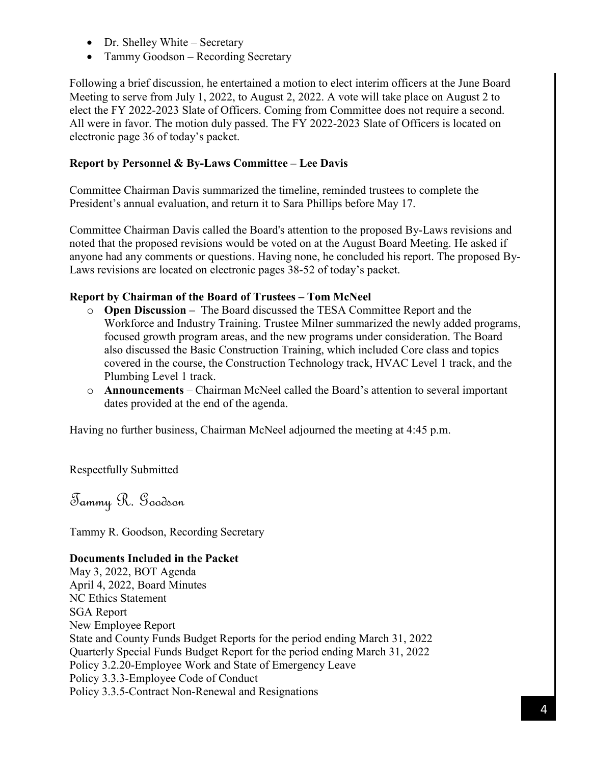- Dr. Shelley White – Secretary
- Tammy Goodson – Recording Secretary

Following a brief discussion, he entertained a motion to elect interim officers at the June Board Meeting to serve from July 1, 2022, to August 2, 2022. A vote will take place on August 2 to elect the FY 2022-2023 Slate of Officers. Coming from Committee does not require a second. All were in favor. The motion duly passed. The FY 2022-2023 Slate of Officers is located on electronic page 36 of today's packet.

**Report by Personnel & By-Laws Committee – Lee Davis**

Committee Chairman Davis summarized the timeline, reminded trustees to complete the President's annual evaluation, and return it to Sara Phillips before May 17.

Committee Chairman Davis called the Board's attention to the proposed By-Laws revisions and noted that the proposed revisions would be voted on at the August Board Meeting. He asked if anyone had any comments or questions. Having none, he concluded his report. The proposed By-Laws revisions are located on electronic pages 38-52 of today's packet.

**Report by Chairman of the Board of Trustees – Tom McNeel**

- **Open Discussion –** The Board discussed the TESA Committee Report and the Workforce and Industry Training. Trustee Milner summarized the newly added programs, focused growth program areas, and the new programs under consideration. The Board also discussed the Basic Construction Training, which included Core class and topics covered in the course, the Construction Technology track, HVAC Level 1 track, and the Plumbing Level 1 track.
- **Announcements** – Chairman McNeel called the Board's attention to several important dates provided at the end of the agenda.

Having no further business, Chairman McNeel adjourned the meeting at 4:45 p.m.

Respectfully Submitted

*Tammy R. Goodson*

Tammy R. Goodson, Recording Secretary

**Documents Included in the Packet**

May 3, 2022, BOT Agenda  
April 4, 2022, Board Minutes  
NC Ethics Statement  
SGA Report  
New Employee Report  
State and County Funds Budget Reports for the period ending March 31, 2022  
Quarterly Special Funds Budget Report for the period ending March 31, 2022  
Policy 3.2.20-Employee Work and State of Emergency Leave  
Policy 3.3.3-Employee Code of Conduct  
Policy 3.3.5-Contract Non-Renewal and Resignations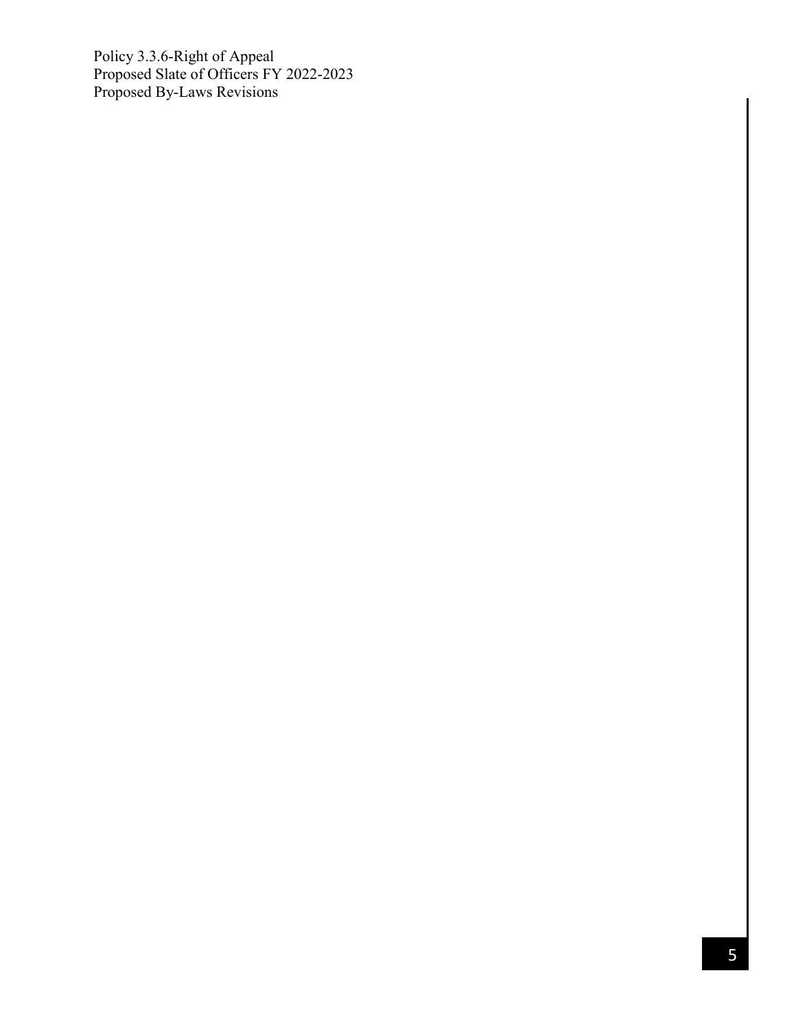Policy 3.3.6-Right of Appeal
Proposed Slate of Officers FY 2022-2023
Proposed By-Laws Revisions